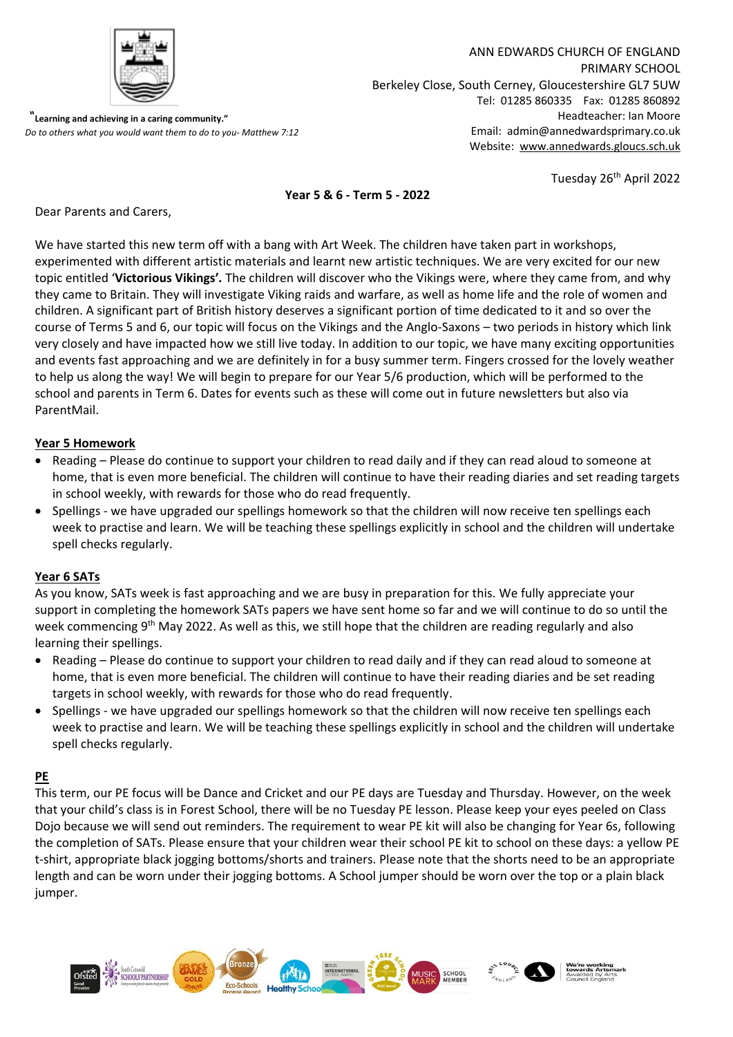"**Learning and achieving in a caring community.**"
*Do to others what you would want them to do to you- Matthew 7:12*

ANN EDWARDS CHURCH OF ENGLAND PRIMARY SCHOOL
Berkeley Close, South Cerney, Gloucestershire GL7 5UW
Tel: 01285 860335 Fax: 01285 860892
Headteacher: Ian Moore
Email: admin@annedwardsprimary.co.uk
Website: www.annedwards.gloucs.sch.uk

Tuesday 26th April 2022

**Year 5 & 6 - Term 5 - 2022**

Dear Parents and Carers,

We have started this new term off with a bang with Art Week. The children have taken part in workshops, experimented with different artistic materials and learnt new artistic techniques. We are very excited for our new topic entitled '**Victorious Vikings'.** The children will discover who the Vikings were, where they came from, and why they came to Britain. They will investigate Viking raids and warfare, as well as home life and the role of women and children. A significant part of British history deserves a significant portion of time dedicated to it and so over the course of Terms 5 and 6, our topic will focus on the Vikings and the Anglo-Saxons – two periods in history which link very closely and have impacted how we still live today. In addition to our topic, we have many exciting opportunities and events fast approaching and we are definitely in for a busy summer term. Fingers crossed for the lovely weather to help us along the way! We will begin to prepare for our Year 5/6 production, which will be performed to the school and parents in Term 6. Dates for events such as these will come out in future newsletters but also via ParentMail.

**Year 5 Homework**

- Reading – Please do continue to support your children to read daily and if they can read aloud to someone at home, that is even more beneficial. The children will continue to have their reading diaries and set reading targets in school weekly, with rewards for those who do read frequently.
- Spellings - we have upgraded our spellings homework so that the children will now receive ten spellings each week to practise and learn. We will be teaching these spellings explicitly in school and the children will undertake spell checks regularly.

**Year 6 SATs**

As you know, SATs week is fast approaching and we are busy in preparation for this. We fully appreciate your support in completing the homework SATs papers we have sent home so far and we will continue to do so until the week commencing 9th May 2022. As well as this, we still hope that the children are reading regularly and also learning their spellings.

- Reading – Please do continue to support your children to read daily and if they can read aloud to someone at home, that is even more beneficial. The children will continue to have their reading diaries and be set reading targets in school weekly, with rewards for those who do read frequently.
- Spellings - we have upgraded our spellings homework so that the children will now receive ten spellings each week to practise and learn. We will be teaching these spellings explicitly in school and the children will undertake spell checks regularly.

**PE**

This term, our PE focus will be Dance and Cricket and our PE days are Tuesday and Thursday. However, on the week that your child's class is in Forest School, there will be no Tuesday PE lesson. Please keep your eyes peeled on Class Dojo because we will send out reminders. The requirement to wear PE kit will also be changing for Year 6s, following the completion of SATs. Please ensure that your children wear their school PE kit to school on these days: a yellow PE t-shirt, appropriate black jogging bottoms/shorts and trainers. Please note that the shorts need to be an appropriate length and can be worn under their jogging bottoms. A School jumper should be worn over the top or a plain black jumper.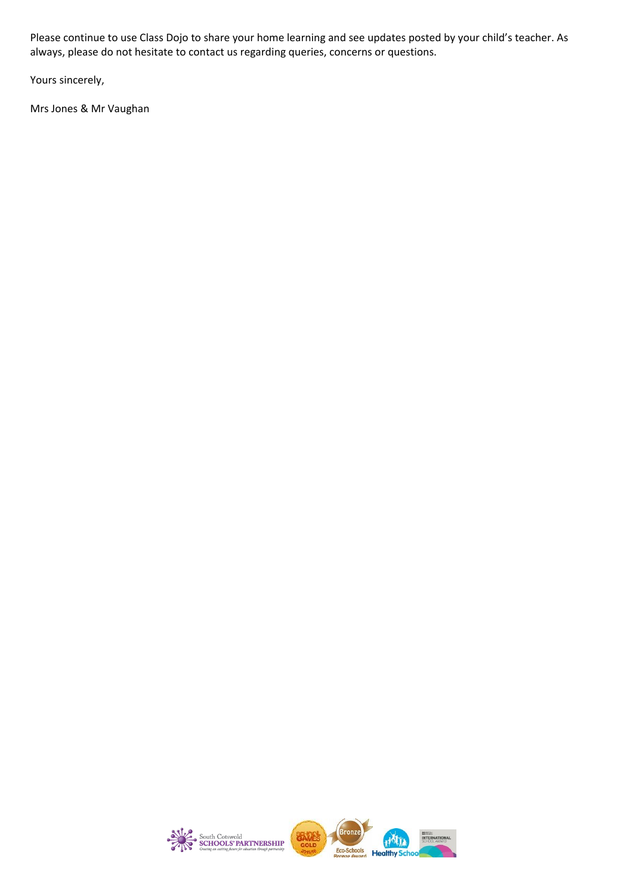Please continue to use Class Dojo to share your home learning and see updates posted by your child's teacher. As always, please do not hesitate to contact us regarding queries, concerns or questions.

Yours sincerely,

Mrs Jones & Mr Vaughan